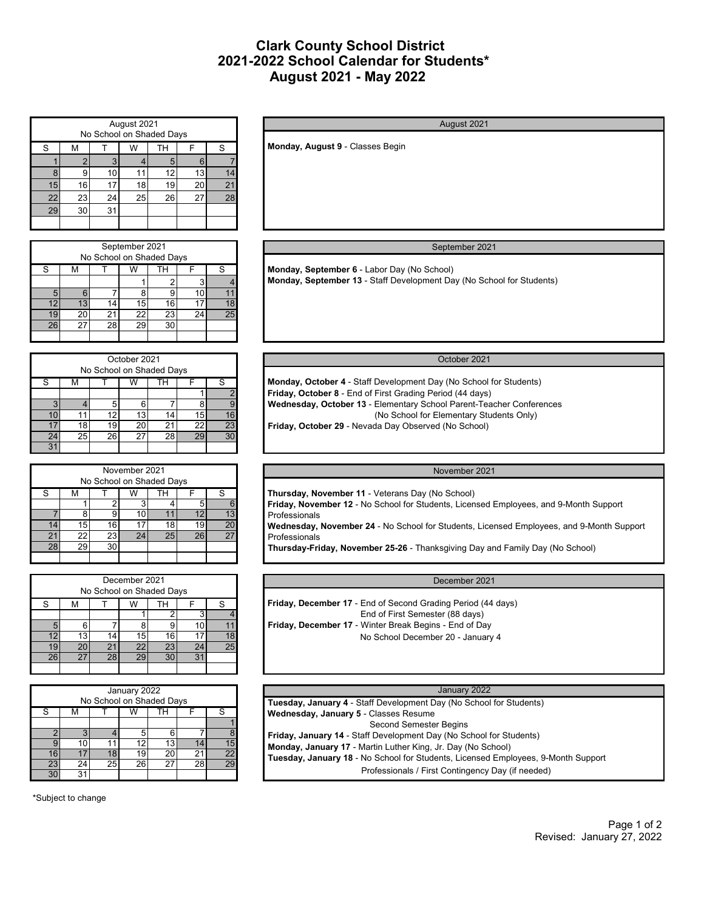# Clark County School District
# 2021-2022 School Calendar for Students*
# August 2021 - May 2022

| August 2021 No School on Shaded Days | | | | | | |
|---|---|---|---|---|---|---|
| S | M | T | W | TH | F | S |
| 1 | 2 | 3 | 4 | 5 | 6 | 7 |
| 8 | 9 | 10 | 11 | 12 | 13 | 14 |
| 15 | 16 | 17 | 18 | 19 | 20 | 21 |
| 22 | 23 | 24 | 25 | 26 | 27 | 28 |
| 29 | 30 | 31 | | | | |

**August 2021**

**Monday, August 9** - Classes Begin

| September 2021 No School on Shaded Days | | | | | | |
|---|---|---|---|---|---|---|
| S | M | T | W | TH | F | S |
| | | | 1 | 2 | 3 | 4 |
| 5 | 6 | 7 | 8 | 9 | 10 | 11 |
| 12 | 13 | 14 | 15 | 16 | 17 | 18 |
| 19 | 20 | 21 | 22 | 23 | 24 | 25 |
| 26 | 27 | 28 | 29 | 30 | | |

**September 2021**

**Monday, September 6** - Labor Day (No School)
**Monday, September 13** - Staff Development Day (No School for Students)

| October 2021 No School on Shaded Days | | | | | | |
|---|---|---|---|---|---|---|
| S | M | T | W | TH | F | S |
| | | | | | 1 | 2 |
| 3 | 4 | 5 | 6 | 7 | 8 | 9 |
| 10 | 11 | 12 | 13 | 14 | 15 | 16 |
| 17 | 18 | 19 | 20 | 21 | 22 | 23 |
| 24 | 25 | 26 | 27 | 28 | 29 | 30 |
| 31 | | | | | | |

**October 2021**

**Monday, October 4** - Staff Development Day (No School for Students)
**Friday, October 8** - End of First Grading Period (44 days)
**Wednesday, October 13** - Elementary School Parent-Teacher Conferences (No School for Elementary Students Only)
**Friday, October 29** - Nevada Day Observed (No School)

| November 2021 No School on Shaded Days | | | | | | |
|---|---|---|---|---|---|---|
| S | M | T | W | TH | F | S |
| | 1 | 2 | 3 | 4 | 5 | 6 |
| 7 | 8 | 9 | 10 | 11 | 12 | 13 |
| 14 | 15 | 16 | 17 | 18 | 19 | 20 |
| 21 | 22 | 23 | 24 | 25 | 26 | 27 |
| 28 | 29 | 30 | | | | |

**November 2021**

**Thursday, November 11** - Veterans Day (No School)
**Friday, November 12** - No School for Students, Licensed Employees, and 9-Month Support Professionals
**Wednesday, November 24** - No School for Students, Licensed Employees, and 9-Month Support Professionals
**Thursday-Friday, November 25-26** - Thanksgiving Day and Family Day (No School)

| December 2021 No School on Shaded Days | | | | | | |
|---|---|---|---|---|---|---|
| S | M | T | W | TH | F | S |
| | | | 1 | 2 | 3 | 4 |
| 5 | 6 | 7 | 8 | 9 | 10 | 11 |
| 12 | 13 | 14 | 15 | 16 | 17 | 18 |
| 19 | 20 | 21 | 22 | 23 | 24 | 25 |
| 26 | 27 | 28 | 29 | 30 | 31 | |

**December 2021**

**Friday, December 17** - End of Second Grading Period (44 days)
End of First Semester (88 days)
**Friday, December 17** - Winter Break Begins - End of Day
No School December 20 - January 4

| January 2022 No School on Shaded Days | | | | | | |
|---|---|---|---|---|---|---|
| S | M | T | W | TH | F | S |
| | | | | | | 1 |
| 2 | 3 | 4 | 5 | 6 | 7 | 8 |
| 9 | 10 | 11 | 12 | 13 | 14 | 15 |
| 16 | 17 | 18 | 19 | 20 | 21 | 22 |
| 23 | 24 | 25 | 26 | 27 | 28 | 29 |
| 30 | 31 | | | | | |

**January 2022**

**Tuesday, January 4** - Staff Development Day (No School for Students)
**Wednesday, January 5** - Classes Resume
Second Semester Begins
**Friday, January 14** - Staff Development Day (No School for Students)
**Monday, January 17** - Martin Luther King, Jr. Day (No School)
**Tuesday, January 18** - No School for Students, Licensed Employees, 9-Month Support Professionals / First Contingency Day (if needed)

*Subject to change

Revised: January 27, 2022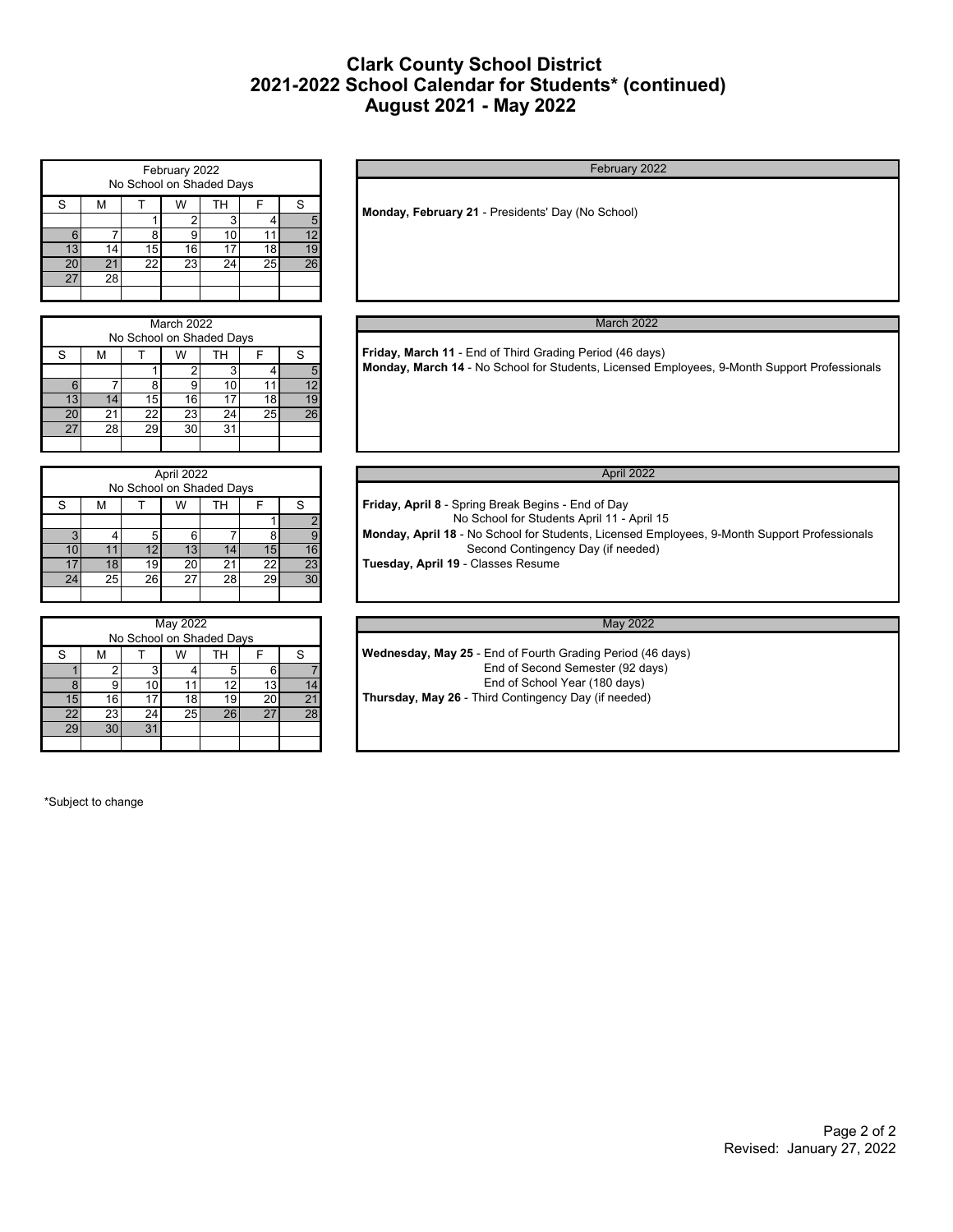# Clark County School District
# 2021-2022 School Calendar for Students* (continued)
# August 2021 - May 2022

February 2022
No School on Shaded Days

| S | M | T | W | TH | F | S |
|---|---|---|---|---|---|---|
| | | 1 | 2 | 3 | 4 | 5 |
| 6 | 7 | 8 | 9 | 10 | 11 | 12 |
| 13 | 14 | 15 | 16 | 17 | 18 | 19 |
| 20 | 21 | 22 | 23 | 24 | 25 | 26 |
| 27 | 28 | | | | | |

**February 2022**

**Monday, February 21** - Presidents' Day (No School)

March 2022
No School on Shaded Days

| S | M | T | W | TH | F | S |
|---|---|---|---|---|---|---|
| | | 1 | 2 | 3 | 4 | 5 |
| 6 | 7 | 8 | 9 | 10 | 11 | 12 |
| 13 | 14 | 15 | 16 | 17 | 18 | 19 |
| 20 | 21 | 22 | 23 | 24 | 25 | 26 |
| 27 | 28 | 29 | 30 | 31 | | |

**March 2022**

**Friday, March 11** - End of Third Grading Period (46 days)
**Monday, March 14** - No School for Students, Licensed Employees, 9-Month Support Professionals

April 2022
No School on Shaded Days

| S | M | T | W | TH | F | S |
|---|---|---|---|---|---|---|
| | | | | | 1 | 2 |
| 3 | 4 | 5 | 6 | 7 | 8 | 9 |
| 10 | 11 | 12 | 13 | 14 | 15 | 16 |
| 17 | 18 | 19 | 20 | 21 | 22 | 23 |
| 24 | 25 | 26 | 27 | 28 | 29 | 30 |

**April 2022**

**Friday, April 8** - Spring Break Begins - End of Day
No School for Students April 11 - April 15
**Monday, April 18** - No School for Students, Licensed Employees, 9-Month Support Professionals
Second Contingency Day (if needed)
**Tuesday, April 19** - Classes Resume

May 2022
No School on Shaded Days

| S | M | T | W | TH | F | S |
|---|---|---|---|---|---|---|
| 1 | 2 | 3 | 4 | 5 | 6 | 7 |
| 8 | 9 | 10 | 11 | 12 | 13 | 14 |
| 15 | 16 | 17 | 18 | 19 | 20 | 21 |
| 22 | 23 | 24 | 25 | 26 | 27 | 28 |
| 29 | 30 | 31 | | | | |

**May 2022**

**Wednesday, May 25** - End of Fourth Grading Period (46 days)
End of Second Semester (92 days)
End of School Year (180 days)
**Thursday, May 26** - Third Contingency Day (if needed)

*Subject to change

Revised: January 27, 2022